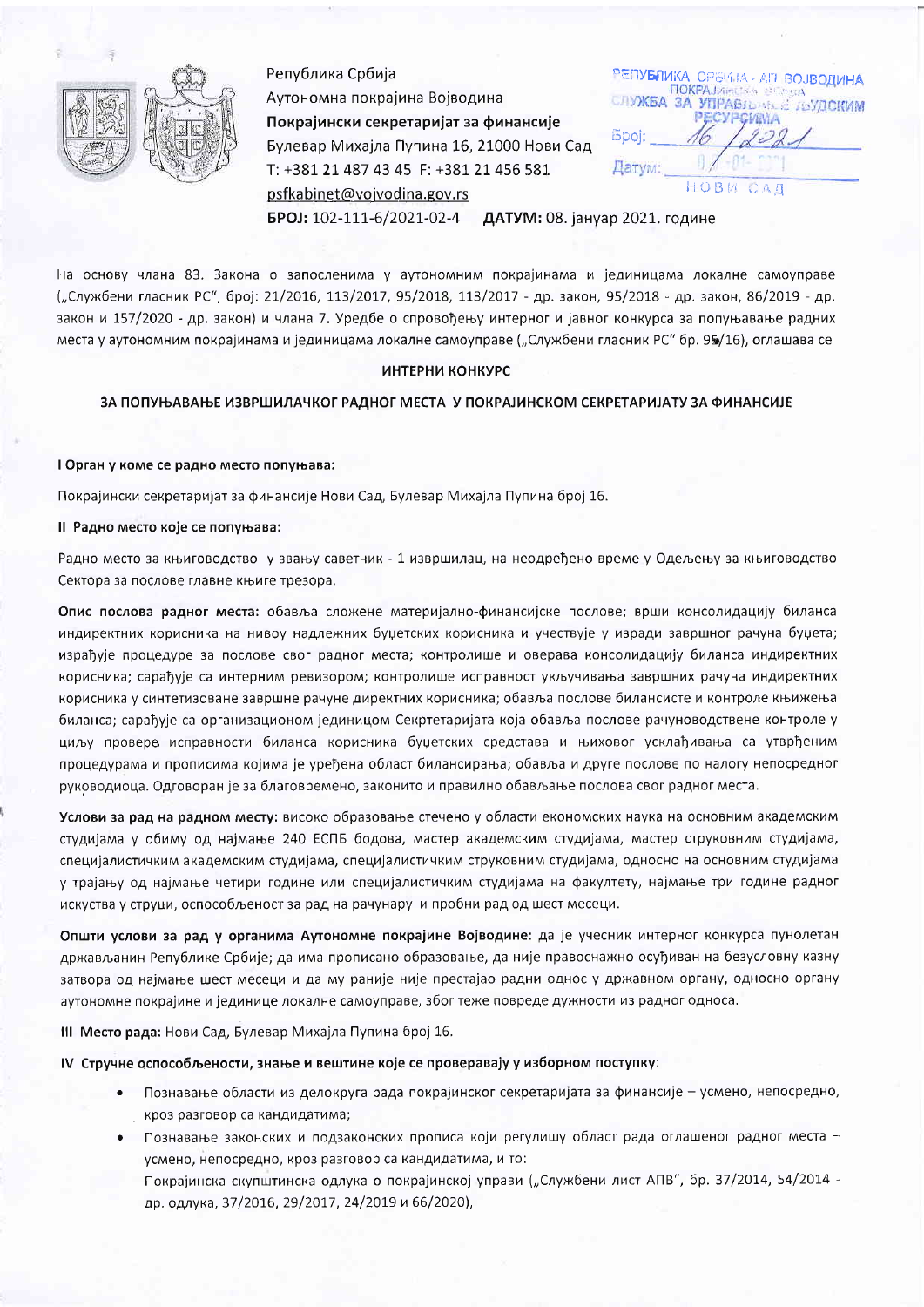Република Србија
Аутономна покрајина Војводина
**Покрајински секретаријат за финансије**
Булевар Михајла Пупина 16, 21000 Нови Сад
Т: +381 21 487 43 45 Ф: +381 21 456 581
psfkabinet@vojvodina.gov.rs

**БРОЈ:** 102-111-6/2021-02-4 **ДАТУМ:** 08. јануар 2021. године

РЕПУБЛИКА СРБИЈА - АП ВОЈВОДИНА
ПОКРАЈИНСКА ВЛАДА
СЛУЖБА ЗА УПРАВЉАЊЕ ЉУДСКИМ РЕСУРСИМА
Број: 16/2021
Датум: 08-01-2021
НОВИ САД

На основу члана 83. Закона о запосленима у аутономним покрајинама и јединицама локалне самоуправе („Службени гласник РС", број: 21/2016, 113/2017, 95/2018, 113/2017 - др. закон, 95/2018 - др. закон, 86/2019 - др. закон и 157/2020 - др. закон) и члана 7. Уредбе о спровођењу интерног и јавног конкурса за попуњавање радних места у аутономним покрајинама и јединицама локалне самоуправе („Службени гласник РС" бр. 95/16), оглашава се

## ИНТЕРНИ КОНКУРС

## ЗА ПОПУЊАВАЊЕ ИЗВРШИЛАЧКОГ РАДНОГ МЕСТА У ПОКРАЈИНСКОМ СЕКРЕТАРИЈАТУ ЗА ФИНАНСИЈЕ

**I Орган у коме се радно место попуњава:**

Покрајински секретаријат за финансије Нови Сад, Булевар Михајла Пупина број 16.

**II Радно место које се попуњава:**

Радно место за књиговодство у звању саветник - 1 извршилац, на неодређено време у Одељењу за књиговодство Сектора за послове главне књиге трезора.

**Опис послова радног места:** обавља сложене материјално-финансијске послове; врши консолидацију биланса индиректних корисника на нивоу надлежних буџетских корисника и учествује у изради завршног рачуна буџета; израђује процедуре за послове свог радног места; контролише и оверава консолидацију биланса индиректних корисника; сарађује са интерним ревизором; контролише исправност укључивања завршних рачуна индиректних корисника у синтетизоване завршне рачуне директних корисника; обавља послове билансисте и контроле књижења биланса; сарађује са организационом јединицом Секртетаријата која обавља послове рачуноводствене контроле у циљу провере исправности биланса корисника буџетских средстава и њиховог усклађивања са утврђеним процедурама и прописима којима је уређена област билансирања; обавља и друге послове по налогу непосредног руководиоца. Одговоран је за благовремено, законито и правилно обављање послова свог радног места.

**Услови за рад на радном месту:** високо образовање стечено у области економских наука на основним академским студијама у обиму од најмање 240 ЕСПБ бодова, мастер академским студијама, мастер струковним студијама, специјалистичким академским студијама, специјалистичким струковним студијама, односно на основним студијама у трајању од најмање четири године или специјалистичким студијама на факултету, најмање три године радног искуства у струци, оспособљеност за рад на рачунару и пробни рад од шест месеци.

**Општи услови за рад у органима Аутономне покрајине Војводине:** да је учесник интерног конкурса пунолетан држављанин Републике Србије; да има прописано образовање, да није правоснажно осуђиван на безусловну казну затвора од најмање шест месеци и да му раније није престајао радни однос у државном органу, односно органу аутономне покрајине и јединице локалне самоуправе, због теже повреде дужности из радног односа.

**III Место рада:** Нови Сад, Булевар Михајла Пупина број 16.

**IV Стручне оспособљености, знање и вештине које се проверавају у изборном поступку:**

- Познавање области из делокруга рада покрајинског секретаријата за финансије – усмено, непосредно, кроз разговор са кандидатима;
- Познавање законских и подзаконских прописа који регулишу област рада оглашеног радног места – усмено, непосредно, кроз разговор са кандидатима, и то:
  - Покрајинска скупштинска одлука о покрајинској управи („Службени лист АПВ", бр. 37/2014, 54/2014 - др. одлука, 37/2016, 29/2017, 24/2019 и 66/2020),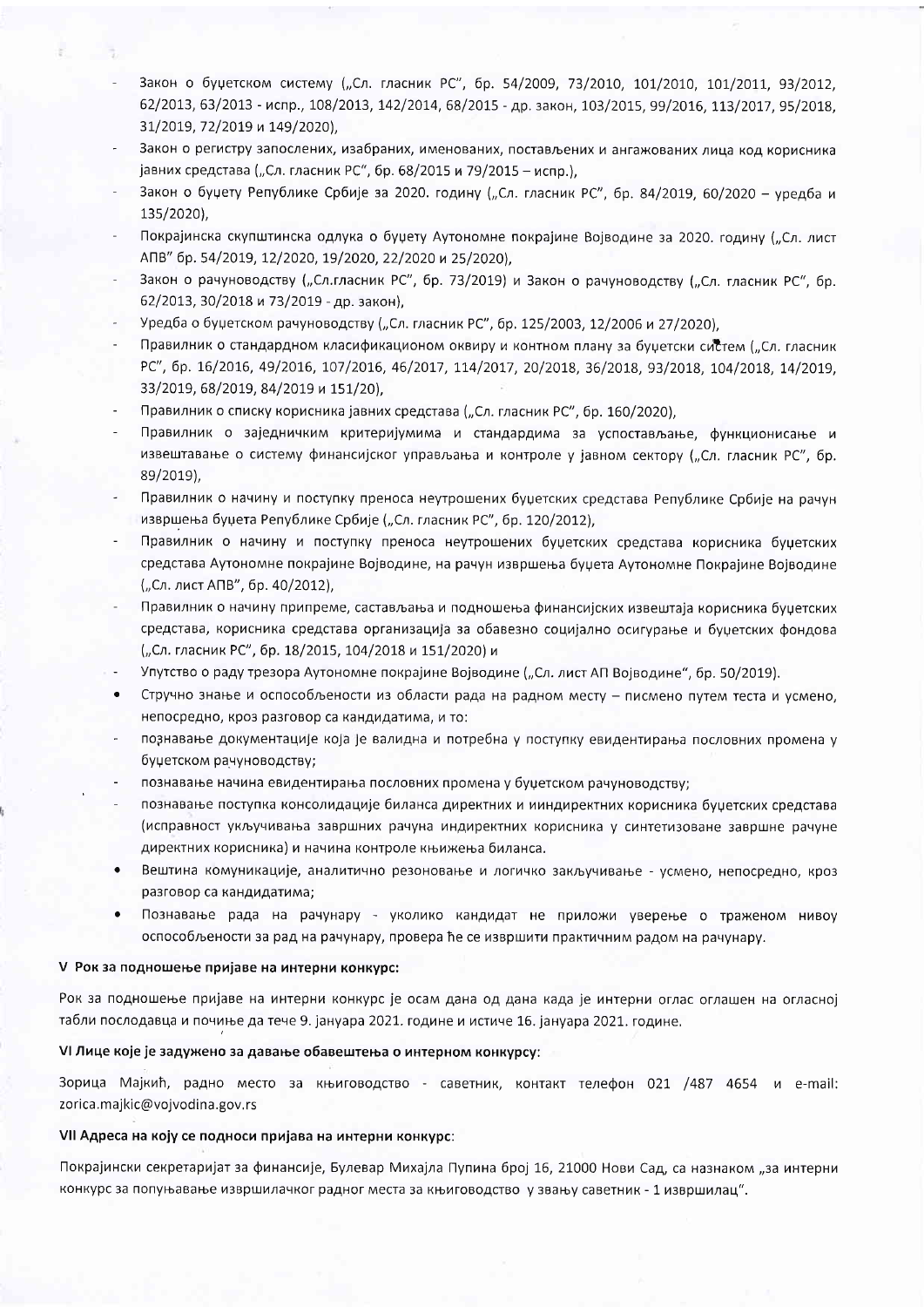- Закон о буџетском систему („Сл. гласник РС", бр. 54/2009, 73/2010, 101/2010, 101/2011, 93/2012, 62/2013, 63/2013 - испр., 108/2013, 142/2014, 68/2015 - др. закон, 103/2015, 99/2016, 113/2017, 95/2018, 31/2019, 72/2019 и 149/2020),
- Закон о регистру запослених, изабраних, именованих, постављених и ангажованих лица код корисника јавних средстава („Сл. гласник РС", бр. 68/2015 и 79/2015 – испр.),
- Закон о буџету Републике Србије за 2020. годину („Сл. гласник РС", бр. 84/2019, 60/2020 – уредба и 135/2020),
- Покрајинска скупштинска одлука о буџету Аутономне покрајине Војводине за 2020. годину („Сл. лист АПВ" бр. 54/2019, 12/2020, 19/2020, 22/2020 и 25/2020),
- Закон о рачуноводству („Сл.гласник РС", бр. 73/2019) и Закон о рачуноводству („Сл. гласник РС", бр. 62/2013, 30/2018 и 73/2019 - др. закон),
- Уредба о буџетском рачуноводству („Сл. гласник РС", бр. 125/2003, 12/2006 и 27/2020),
- Правилник о стандардном класификационом оквиру и контном плану за буџетски систем („Сл. гласник РС", бр. 16/2016, 49/2016, 107/2016, 46/2017, 114/2017, 20/2018, 36/2018, 93/2018, 104/2018, 14/2019, 33/2019, 68/2019, 84/2019 и 151/20),
- Правилник о списку корисника јавних средстава („Сл. гласник РС", бр. 160/2020),
- Правилник о заједничким критеријумима и стандардима за успостављање, функционисање и извештавање о систему финансијског управљања и контроле у јавном сектору („Сл. гласник РС", бр. 89/2019),
- Правилник о начину и поступку преноса неутрошених буџетских средстава Републике Србије на рачун извршења буџета Републике Србије („Сл. гласник РС", бр. 120/2012),
- Правилник о начину и поступку преноса неутрошених буџетских средстава корисника буџетских средстава Аутономне покрајине Војводине, на рачун извршења буџета Аутономне Покрајине Војводине („Сл. лист АПВ", бр. 40/2012),
- Правилник о начину припреме, састављања и подношења финансијских извештаја корисника буџетских средстава, корисника средстава организација за обавезно социјално осигурање и буџетских фондова („Сл. гласник РС", бр. 18/2015, 104/2018 и 151/2020) и
- Упутство о раду трезора Аутономне покрајине Војводине („Сл. лист АП Војводине", бр. 50/2019).

- Стручно знање и оспособљености из области рада на радном месту – писмено путем теста и усмено, непосредно, кроз разговор са кандидатима, и то:
  - познавање документације која је валидна и потребна у поступку евидентирања пословних промена у буџетском рачуноводству;
  - познавање начина евидентирања пословних промена у буџетском рачуноводству;
  - познавање поступка консолидације биланса директних и иindirektних корисника буџетских средстава (исправност укључивања завршних рачуна индиректних корисника у синтетизоване завршне рачуне директних корисника) и начина контроле књижења биланса.
- Вештина комуникације, аналитично резоновање и логичко закључивање - усмено, непосредно, кроз разговор са кандидатима;
- Познавање рада на рачунару - уколико кандидат не приложи уверење о траженом нивоу оспособљености за рад на рачунару, провера ће се извршити практичним радом на рачунару.

### V Рок за подношење пријаве на интерни конкурс:

Рок за подношење пријаве на интерни конкурс је осам дана од дана када је интерни оглас оглашен на огласној табли послодавца и почиње да тече 9. јануара 2021. године и истиче 16. јануара 2021. године.

### VI Лице које је задужено за давање обавештења о интерном конкурсу:

Зорица Мајкић, радно место за књиговодство - саветник, контакт телефон 021 /487 4654 и e-mail: zorica.majkic@vojvodina.gov.rs

### VII Адреса на коју се подноси пријава на интерни конкурс:

Покрајински секретаријат за финансије, Булевар Михајла Пупина број 16, 21000 Нови Сад, са назнаком „за интерни конкурс за попуњавање извршилачког радног места за књиговодство у звању саветник - 1 извршилац".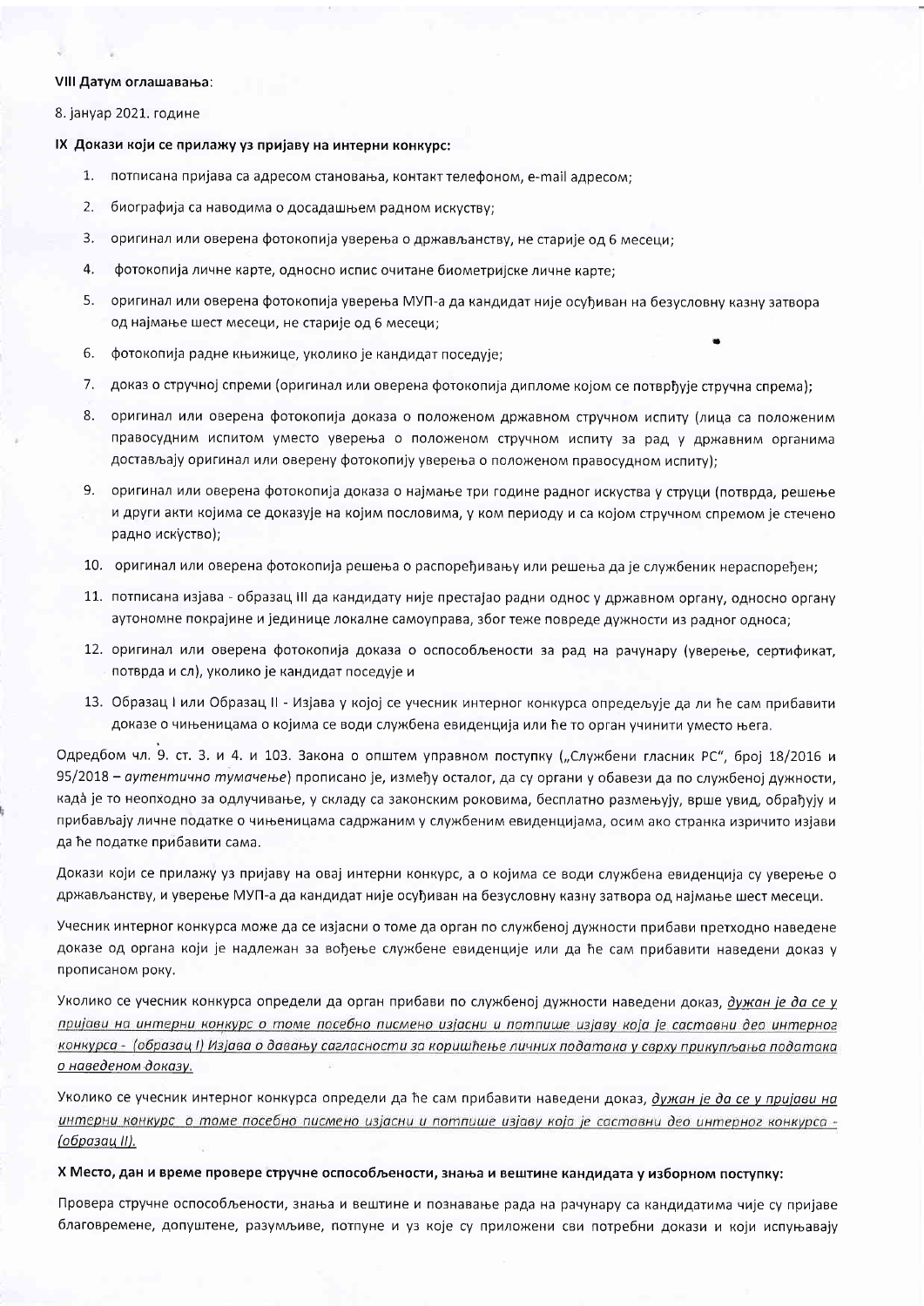**VIII Датум оглашавања**:

8. јануар 2021. године

**IX Докази који се прилажу уз пријаву на интерни конкурс:**

1. потписана пријава са адресом становања, контакт телефоном, e-mail адресом;
2. биографија са наводима о досадашњем радном искуству;
3. оригинал или оверена фотокопија уверења о држављанству, не старије од 6 месеци;
4. фотокопија личне карте, односно испис очитане биометријске личне карте;
5. оригинал или оверена фотокопија уверења МУП-а да кандидат није осуђиван на безусловну казну затвора од најмање шест месеци, не старије од 6 месеци;
6. фотокопија радне књижице, уколико је кандидат поседује;
7. доказ о стручној спреми (оригинал или оверена фотокопија дипломе којом се потврђује стручна спрема);
8. оригинал или оверена фотокопија доказа о положеном државном стручном испиту (лица са положеним правосудним испитом уместо уверења о положеном стручном испиту за рад у државним органима достављају оригинал или оверену фотокопију уверења о положеном правосудном испиту);
9. оригинал или оверена фотокопија доказа о најмање три године радног искуства у струци (потврда, решење и други акти којима се доказује на којим пословима, у ком периоду и са којом стручном спремом је стечено радно искуство);
10. оригинал или оверена фотокопија решења о распоређивању или решења да је службеник нераспоређен;
11. потписана изјава - образац III да кандидату није престајао радни однос у државном органу, односно органу аутономне покрајине и јединице локалне самоуправа, због теже повреде дужности из радног односа;
12. оригинал или оверена фотокопија доказа о оспособљености за рад на рачунару (уверење, сертификат, потврда и сл), уколико је кандидат поседује и
13. Образац I или Образац II - Изјава у којој се учесник интерног конкурса опредељује да ли ће сам прибавити доказе о чињеницама о којима се води службена евиденција или ће то орган учинити уместо њега.

Одредбом чл. 9. ст. 3. и 4. и 103. Закона о општем управном поступку („Службени гласник РС", број 18/2016 и 95/2018 – *аутентично тумачење*) прописано је, између осталог, да су органи у обавези да по службеној дужности, када је то неопходно за одлучивање, у складу са законским роковима, бесплатно размењују, врше увид, обрађују и прибављају личне податке о чињеницама садржаним у службеним евиденцијама, осим ако странка изричито изјави да ће податке прибавити сама.

Докази који се прилажу уз пријаву на овај интерни конкурс, а о којима се води службена евиденција су уверење о држављанству, и уверење МУП-а да кандидат није осуђиван на безусловну казну затвора од најмање шест месеци.

Учесник интерног конкурса може да се изјасни о томе да орган по службеној дужности прибави претходно наведене доказе од органа који је надлежан за вођење службене евиденције или да ће сам прибавити наведени доказ у прописаном року.

Уколико се учесник конкурса определи да орган прибави по службеној дужности наведени доказ, *дужан је да се у пријави на интерни конкурс о томе посебно писмено изјасни и потпише изјаву која је саставни део интерног конкурса - (образац I) Изјава о давању сагласности за коришћење личних података у сврху прикупљања података о наведеном доказу.*

Уколико се учесник интерног конкурса определи да ће сам прибавити наведени доказ, *дужан је да се у пријави на интерни конкурс о томе посебно писмено изјасни и потпише изјаву која је саставни део интерног конкурса - (образац II).*

**X Место, дан и време провере стручне оспособљености, знања и вештине кандидата у изборном поступку:**

Провера стручне оспособљености, знања и вештине и познавање рада на рачунару са кандидатима чије су пријаве благовремене, допуштене, разумљиве, потпуне и уз које су приложени сви потребни докази и који испуњавају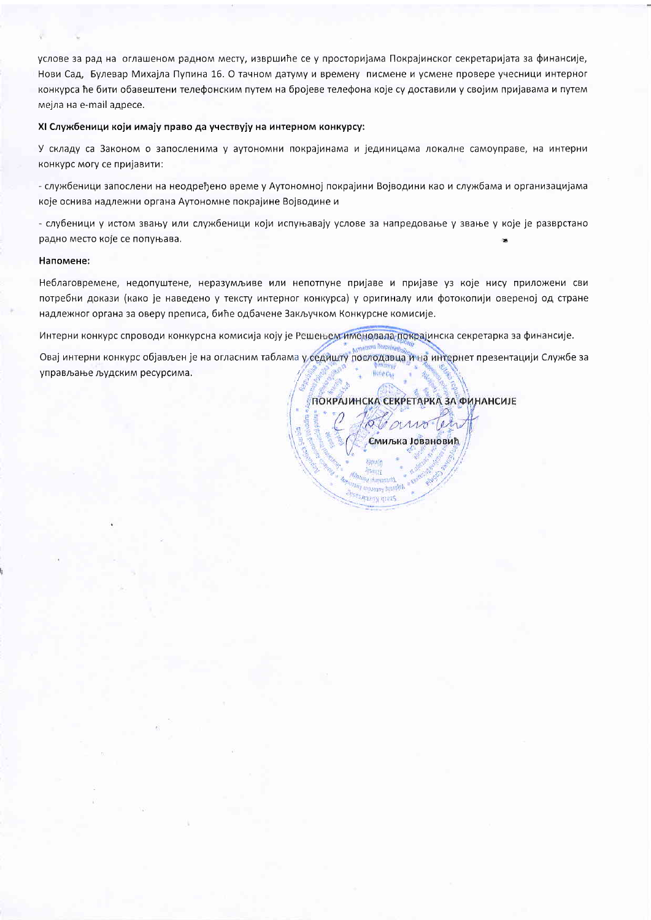услове за рад на оглашеном радном месту, извршиће се у просторијама Покрајинског секретаријата за финансије, Нови Сад, Булевар Михајла Пупина 16. О тачном датуму и времену писмене и усмене провере учесници интерног конкурса ће бити обавештени телефонским путем на бројеве телефона које су доставили у својим пријавама и путем мејла на e-mail адресе.

**XI Службеници који имају право да учествују на интерном конкурсу:**

У складу са Законом о запосленима у аутономни покрајинама и јединицама локалне самоуправе, на интерни конкурс могу се пријавити:

- службеници запослени на неодређено време у Аутономној покрајини Војводини као и службама и организацијама које оснива надлежни органа Аутономне покрајине Војводине и

- слубеници у истом звању или службеници који испуњавају услове за напредовање у звање у које је разврстано радно место које се попуњава.

**Напомене:**

Неблаговремене, недопуштене, неразумљиве или непотпуне пријаве и пријаве уз које нису приложени сви потребни докази (како је наведено у тексту интерног конкурса) у оригиналу или фотокопији овереној од стране надлежног органа за оверу преписа, биће одбачене Закључком Конкурсне комисије.

Интерни конкурс спроводи конкурсна комисија коју је Решењем именовала покрајинска секретарка за финансије.

Овај интерни конкурс објављен је на огласним таблама у седишту послодавца и на интернет презентацији Службе за управљање људским ресурсима.

ПОКРАЈИНСКА СЕКРЕТАРКА ЗА ФИНАНСИЈЕ

Смиљка Јовановић